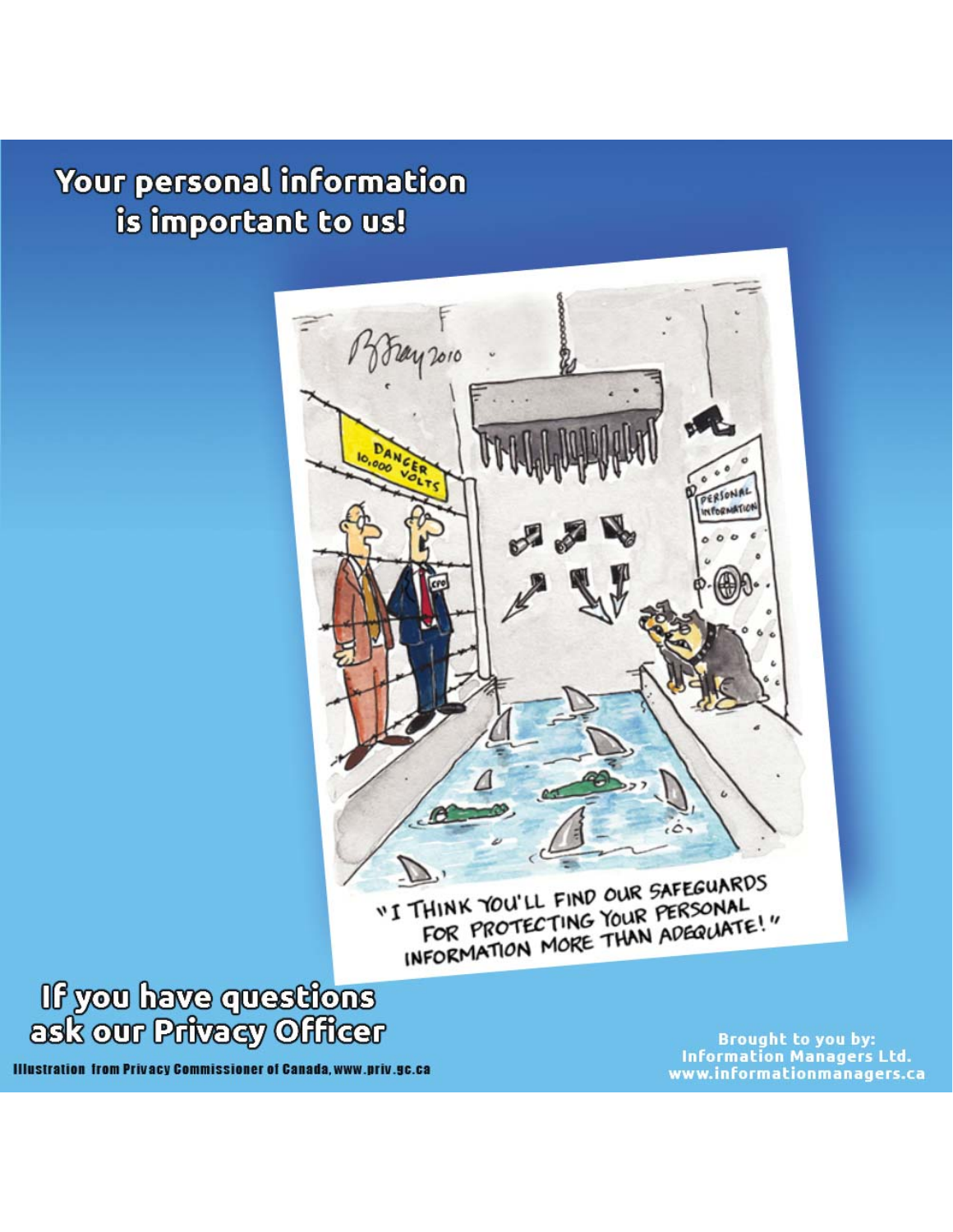# Your personal information is important to us!

"I THINK YOU'LL FIND OUR SAFEGUARDS FOR PROTECTING YOUR PERSONAL INFORMATION MORE THAN ADEQUATE!"

## If you have questions ask our Privacy Officer

Illustration from Privacy Commissioner of Canada, www.priv.gc.ca

**Brought to you by:**
**Information Managers Ltd.**
**www.informationmanagers.ca**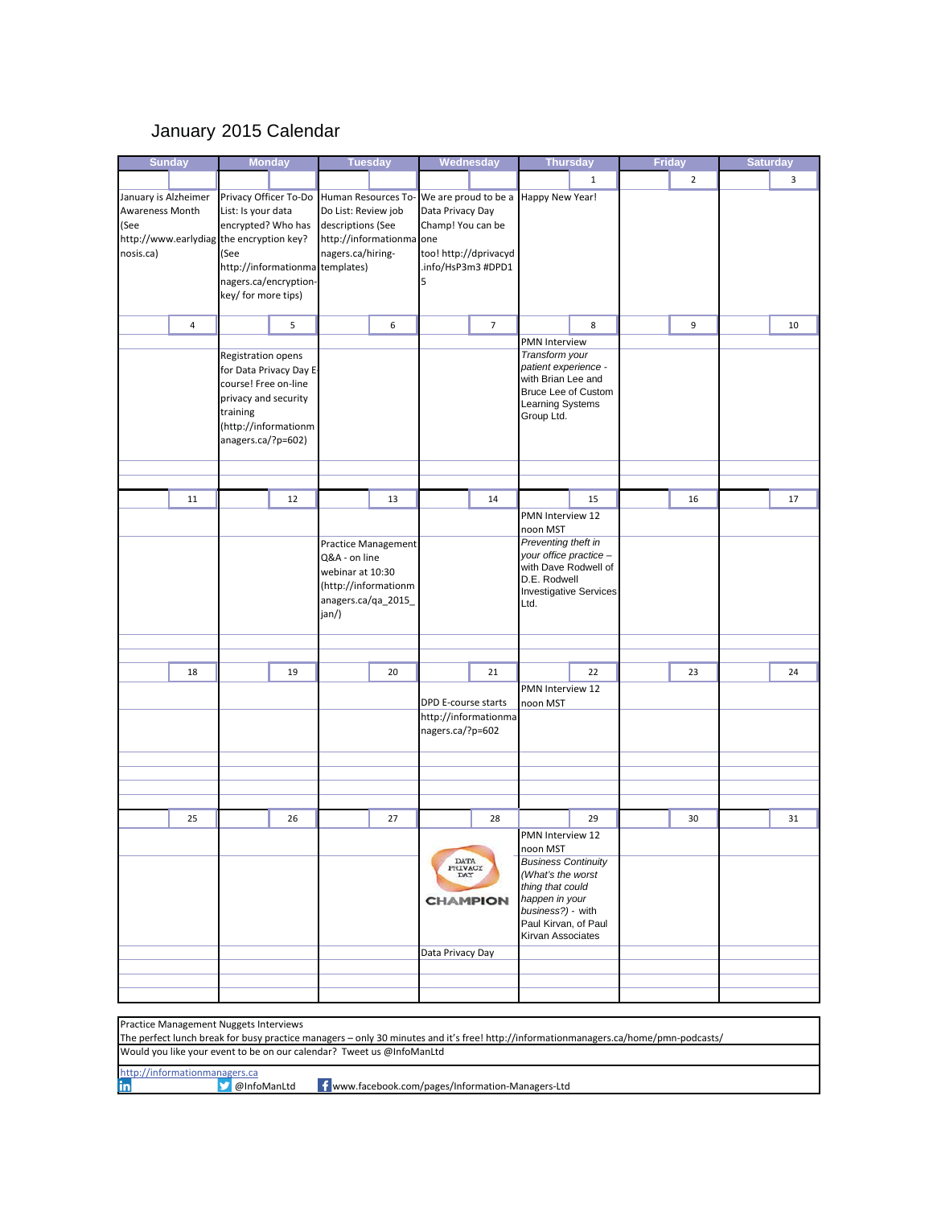# January 2015 Calendar

| Sunday | Monday | Tuesday | Wednesday | Thursday | Friday | Saturday |
|---|---|---|---|---|---|---|
| | | | | 1 | 2 | 3 |
| January is Alzheimer Awareness Month (See http://www.earlydiagnosis.ca) | Privacy Officer To-Do List: Is your data encrypted? Who has the encryption key? (See http://informationmanagers.ca/encryption-key/ for more tips) | Human Resources To-Do List: Review job descriptions (See http://informationmanagers.ca/hiring-templates) | We are proud to be a Data Privacy Day Champ! You can be one too! http://dprivacyd.info/HsP3m3 #DPD15 | Happy New Year! | | |
| 4 | 5 | 6 | 7 | 8 | 9 | 10 |
| | Registration opens for Data Privacy Day E-course! Free on-line privacy and security training (http://informationmanagers.ca/?p=602) | | | PMN Interview *Transform your patient experience* - with Brian Lee and Bruce Lee of Custom Learning Systems Group Ltd. | | |
| 11 | 12 | 13 | 14 | 15 | 16 | 17 |
| | | Practice Management Q&A - on line webinar at 10:30 (http://informationmanagers.ca/qa_2015_jan/) | | PMN Interview 12 noon MST *Preventing theft in your office practice* – with Dave Rodwell of D.E. Rodwell Investigative Services Ltd. | | |
| 18 | 19 | 20 | 21 | 22 | 23 | 24 |
| | | | DPD E-course starts http://informationmanagers.ca/?p=602 | PMN Interview 12 noon MST | | |
| 25 | 26 | 27 | 28 | 29 | 30 | 31 |
| | | | DATA PRIVACY DAY CHAMPION Data Privacy Day | PMN Interview 12 noon MST *Business Continuity (What's the worst thing that could happen in your business?)* - with Paul Kirvan, of Paul Kirvan Associates | | |

Practice Management Nuggets Interviews
The perfect lunch break for busy practice managers – only 30 minutes and it's free! http://informationmanagers.ca/home/pmn-podcasts/
Would you like your event to be on our calendar? Tweet us @InfoManLtd

http://informationmanagers.ca
@InfoManLtd
www.facebook.com/pages/Information-Managers-Ltd